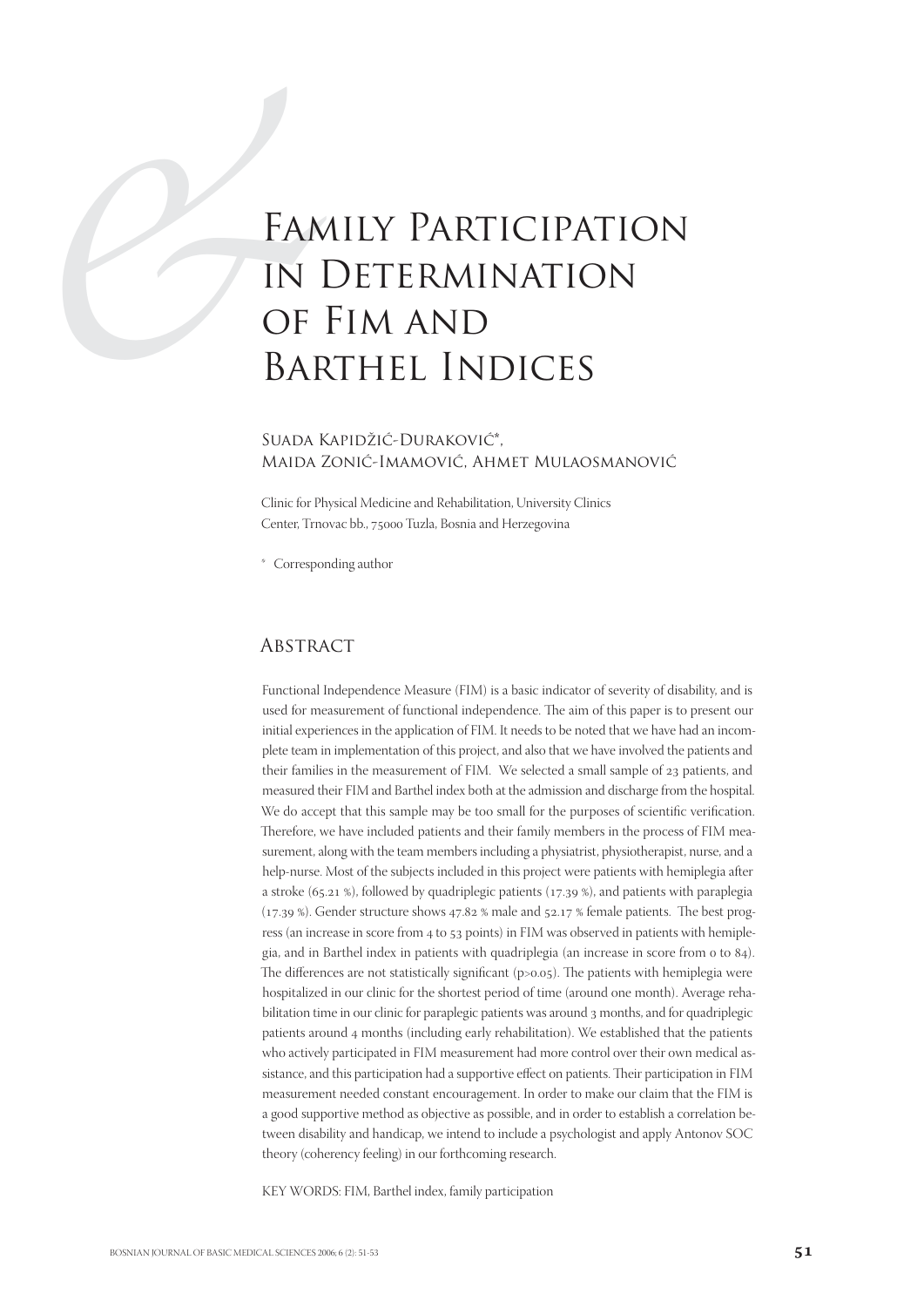# Family Participation in Determination of Fim and Barthel Indices

Suada Kapidžić-Duraković*, Maida Zonić-Imamović, Ahmet Mulaosmanović

Clinic for Physical Medicine and Rehabilitation, University Clinics Center, Trnovac bb., 75000 Tuzla, Bosnia and Herzegovina

* Corresponding author

## Abstract

Functional Independence Measure (FIM) is a basic indicator of severity of disability, and is used for measurement of functional independence. The aim of this paper is to present our initial experiences in the application of FIM. It needs to be noted that we have had an incomplete team in implementation of this project, and also that we have involved the patients and their families in the measurement of FIM. We selected a small sample of 23 patients, and measured their FIM and Barthel index both at the admission and discharge from the hospital. We do accept that this sample may be too small for the purposes of scientific verification. Therefore, we have included patients and their family members in the process of FIM measurement, along with the team members including a physiatrist, physiotherapist, nurse, and a help-nurse. Most of the subjects included in this project were patients with hemiplegia after a stroke (65.21 %), followed by quadriplegic patients (17.39 %), and patients with paraplegia (17.39 %). Gender structure shows 47.82 % male and 52.17 % female patients. The best progress (an increase in score from 4 to 53 points) in FIM was observed in patients with hemiplegia, and in Barthel index in patients with quadriplegia (an increase in score from 0 to 84). The differences are not statistically significant ($p>0.05$). The patients with hemiplegia were hospitalized in our clinic for the shortest period of time (around one month). Average rehabilitation time in our clinic for paraplegic patients was around 3 months, and for quadriplegic patients around 4 months (including early rehabilitation). We established that the patients who actively participated in FIM measurement had more control over their own medical assistance, and this participation had a supportive effect on patients. Their participation in FIM measurement needed constant encouragement. In order to make our claim that the FIM is a good supportive method as objective as possible, and in order to establish a correlation between disability and handicap, we intend to include a psychologist and apply Antonov SOC theory (coherency feeling) in our forthcoming research.

KEY WORDS: FIM, Barthel index, family participation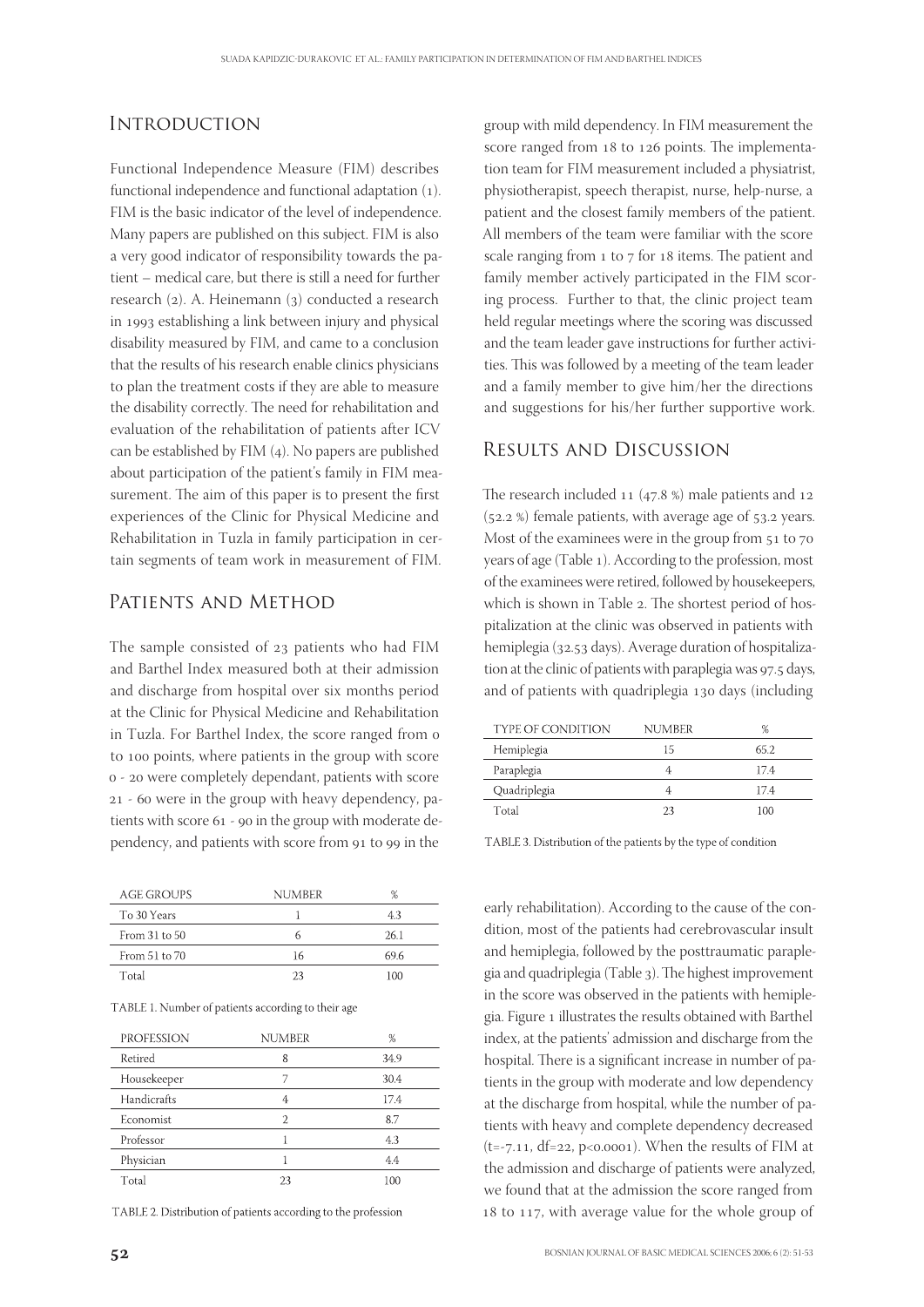## Introduction

Functional Independence Measure (FIM) describes functional independence and functional adaptation (1). FIM is the basic indicator of the level of independence. Many papers are published on this subject. FIM is also a very good indicator of responsibility towards the patient – medical care, but there is still a need for further research (2). A. Heinemann (3) conducted a research in 1993 establishing a link between injury and physical disability measured by FIM, and came to a conclusion that the results of his research enable clinics physicians to plan the treatment costs if they are able to measure the disability correctly. The need for rehabilitation and evaluation of the rehabilitation of patients after ICV can be established by FIM (4). No papers are published about participation of the patient's family in FIM measurement. The aim of this paper is to present the first experiences of the Clinic for Physical Medicine and Rehabilitation in Tuzla in family participation in certain segments of team work in measurement of FIM.

## Patients and Method

The sample consisted of 23 patients who had FIM and Barthel Index measured both at their admission and discharge from hospital over six months period at the Clinic for Physical Medicine and Rehabilitation in Tuzla. For Barthel Index, the score ranged from 0 to 100 points, where patients in the group with score 0 - 20 were completely dependant, patients with score 21 - 60 were in the group with heavy dependency, patients with score 61 - 90 in the group with moderate dependency, and patients with score from 91 to 99 in the group with mild dependency. In FIM measurement the score ranged from 18 to 126 points. The implementation team for FIM measurement included a physiatrist, physiotherapist, speech therapist, nurse, help-nurse, a patient and the closest family members of the patient. All members of the team were familiar with the score scale ranging from 1 to 7 for 18 items. The patient and family member actively participated in the FIM scoring process. Further to that, the clinic project team held regular meetings where the scoring was discussed and the team leader gave instructions for further activities. This was followed by a meeting of the team leader and a family member to give him/her the directions and suggestions for his/her further supportive work.

| AGE GROUPS | NUMBER | % |
|---|---|---|
| To 30 Years | 1 | 4.3 |
| From 31 to 50 | 6 | 26.1 |
| From 51 to 70 | 16 | 69.6 |
| Total | 23 | 100 |

TABLE 1. Number of patients according to their age

| PROFESSION | NUMBER | % |
|---|---|---|
| Retired | 8 | 34.9 |
| Housekeeper | 7 | 30.4 |
| Handicrafts | 4 | 17.4 |
| Economist | 2 | 8.7 |
| Professor | 1 | 4.3 |
| Physician | 1 | 4.4 |
| Total | 23 | 100 |

TABLE 2. Distribution of patients according to the profession

## Results and Discussion

The research included 11 (47.8 %) male patients and 12 (52.2 %) female patients, with average age of 53.2 years. Most of the examinees were in the group from 51 to 70 years of age (Table 1). According to the profession, most of the examinees were retired, followed by housekeepers, which is shown in Table 2. The shortest period of hospitalization at the clinic was observed in patients with hemiplegia (32.53 days). Average duration of hospitalization at the clinic of patients with paraplegia was 97.5 days, and of patients with quadriplegia 130 days (including early rehabilitation). According to the cause of the condition, most of the patients had cerebrovascular insult and hemiplegia, followed by the posttraumatic paraplegia and quadriplegia (Table 3). The highest improvement in the score was observed in the patients with hemiplegia. Figure 1 illustrates the results obtained with Barthel index, at the patients' admission and discharge from the hospital. There is a significant increase in number of patients in the group with moderate and low dependency at the discharge from hospital, while the number of patients with heavy and complete dependency decreased ($t=-7.11$, $df=22$, $p<0.0001$). When the results of FIM at the admission and discharge of patients were analyzed, we found that at the admission the score ranged from 18 to 117, with average value for the whole group of

| TYPE OF CONDITION | NUMBER | % |
|---|---|---|
| Hemiplegia | 15 | 65.2 |
| Paraplegia | 4 | 17.4 |
| Quadriplegia | 4 | 17.4 |
| Total | 23 | 100 |

TABLE 3. Distribution of the patients by the type of condition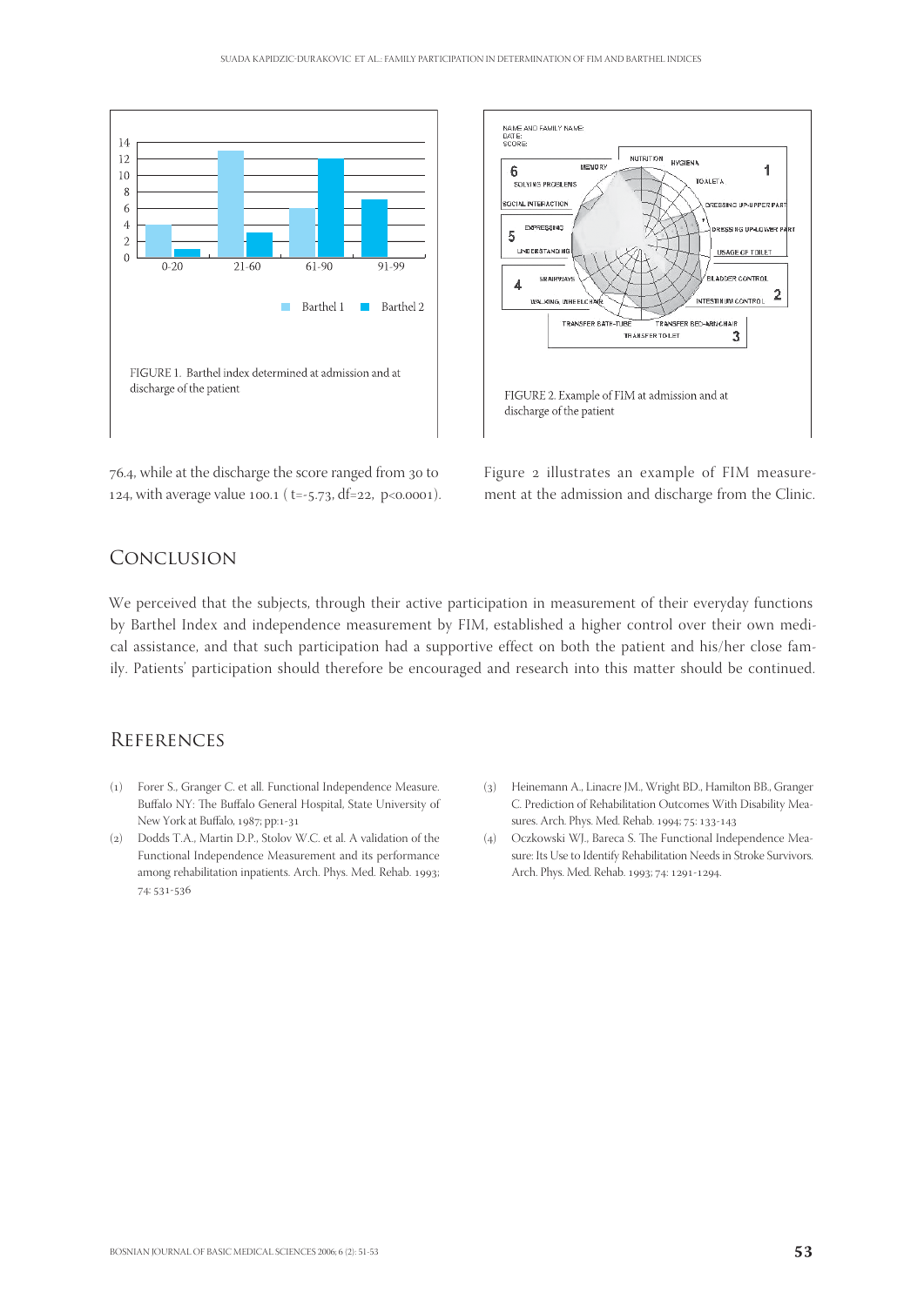14
12
10
8
6
4
2
0

0-20
21-60
61-90
91-99

Barthel 1
Barthel 2

FIGURE 1. Barthel index determined at admission and at discharge of the patient

NAME AND FAMILY NAME:
DATE:
SCORE:

NUTRITION
HYGIENA
1
MEMORY
6
SOLVING PROBLEMS
TOALETA
SOCIAL INTERACTION
DRESSING UP-UPPER PART
EXPRESSING
5
DRESSING UP-LOWER PART
UNDERSTANDING
USAGE OF TOILET
STAIRWAYS
4
BLADDER CONTROL
2
WALKING, WHEELCHAIR
INTESTINUM CONTROL
TRANSFER BATH-TUBE
TRANSFER BED-ARMCHAIR
TRANSFER TOILET
3

FIGURE 2. Example of FIM at admission and at discharge of the patient

76.4, while at the discharge the score ranged from 30 to 124, with average value 100.1 ( t=-5.73, df=22, p<0.0001).

Figure 2 illustrates an example of FIM measurement at the admission and discharge from the Clinic.

## Conclusion

We perceived that the subjects, through their active participation in measurement of their everyday functions by Barthel Index and independence measurement by FIM, established a higher control over their own medical assistance, and that such participation had a supportive effect on both the patient and his/her close family. Patients' participation should therefore be encouraged and research into this matter should be continued.

## References

(1) Forer S., Granger C. et all. Functional Independence Measure. Buffalo NY: The Buffalo General Hospital, State University of New York at Buffalo, 1987; pp:1-31

(2) Dodds T.A., Martin D.P., Stolov W.C. et al. A validation of the Functional Independence Measurement and its performance among rehabilitation inpatients. Arch. Phys. Med. Rehab. 1993; 74: 531-536

(3) Heinemann A., Linacre JM., Wright BD., Hamilton BB., Granger C. Prediction of Rehabilitation Outcomes With Disability Measures. Arch. Phys. Med. Rehab. 1994; 75: 133-143

(4) Oczkowski WJ., Bareca S. The Functional Independence Measure: Its Use to Identify Rehabilitation Needs in Stroke Survivors. Arch. Phys. Med. Rehab. 1993; 74: 1291-1294.